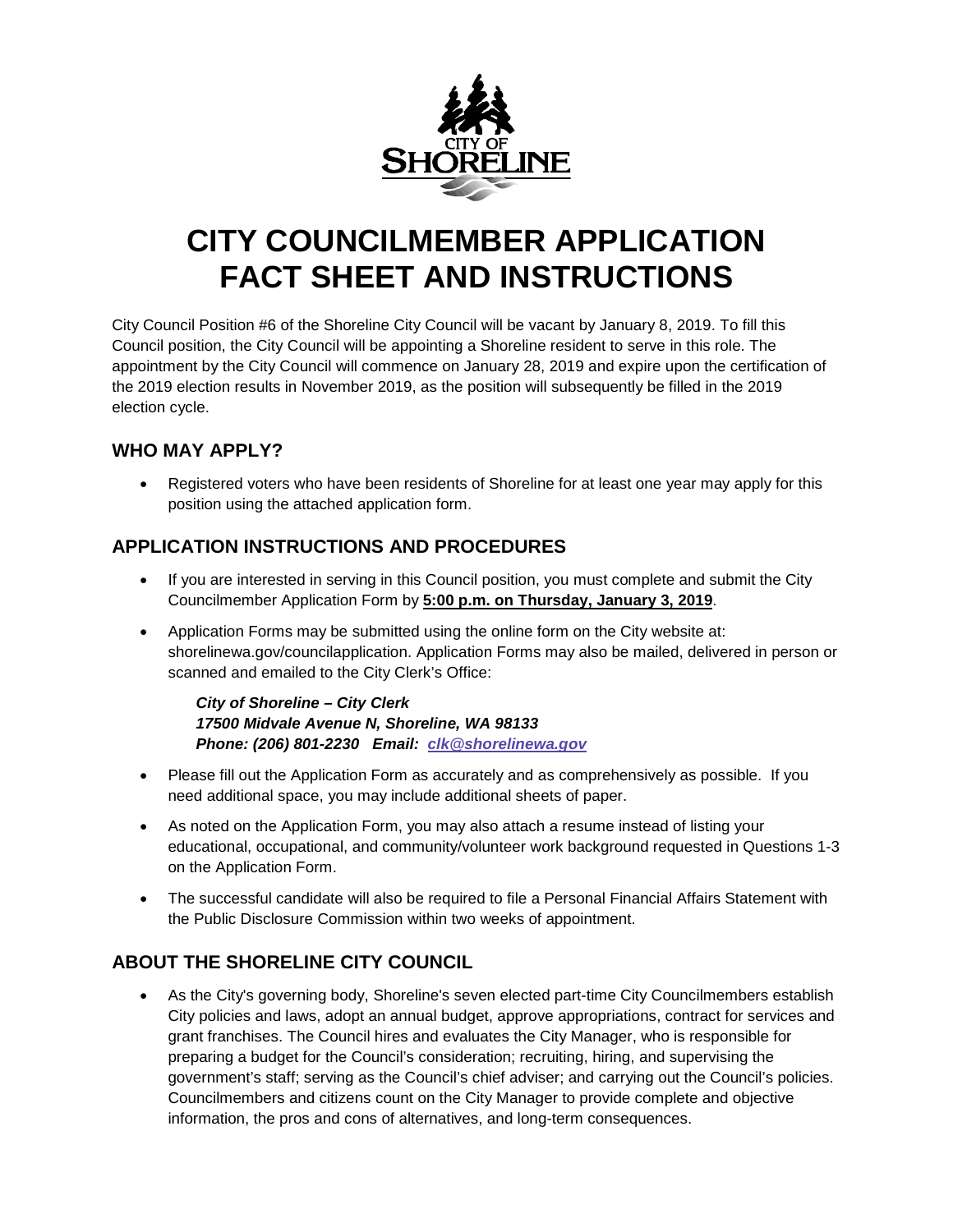CITY OF SHORELINE

# CITY COUNCILMEMBER APPLICATION FACT SHEET AND INSTRUCTIONS

City Council Position #6 of the Shoreline City Council will be vacant by January 8, 2019. To fill this Council position, the City Council will be appointing a Shoreline resident to serve in this role. The appointment by the City Council will commence on January 28, 2019 and expire upon the certification of the 2019 election results in November 2019, as the position will subsequently be filled in the 2019 election cycle.

## WHO MAY APPLY?

- Registered voters who have been residents of Shoreline for at least one year may apply for this position using the attached application form.

## APPLICATION INSTRUCTIONS AND PROCEDURES

- If you are interested in serving in this Council position, you must complete and submit the City Councilmember Application Form by **5:00 p.m. on Thursday, January 3, 2019**.
- Application Forms may be submitted using the online form on the City website at: shorelinewa.gov/councilapplication. Application Forms may also be mailed, delivered in person or scanned and emailed to the City Clerk's Office:

  ***City of Shoreline – City Clerk***
  ***17500 Midvale Avenue N, Shoreline, WA 98133***
  ***Phone: (206) 801-2230 Email: clk@shorelinewa.gov***

- Please fill out the Application Form as accurately and as comprehensively as possible. If you need additional space, you may include additional sheets of paper.
- As noted on the Application Form, you may also attach a resume instead of listing your educational, occupational, and community/volunteer work background requested in Questions 1-3 on the Application Form.
- The successful candidate will also be required to file a Personal Financial Affairs Statement with the Public Disclosure Commission within two weeks of appointment.

## ABOUT THE SHORELINE CITY COUNCIL

- As the City's governing body, Shoreline's seven elected part-time City Councilmembers establish City policies and laws, adopt an annual budget, approve appropriations, contract for services and grant franchises. The Council hires and evaluates the City Manager, who is responsible for preparing a budget for the Council's consideration; recruiting, hiring, and supervising the government's staff; serving as the Council's chief adviser; and carrying out the Council's policies. Councilmembers and citizens count on the City Manager to provide complete and objective information, the pros and cons of alternatives, and long-term consequences.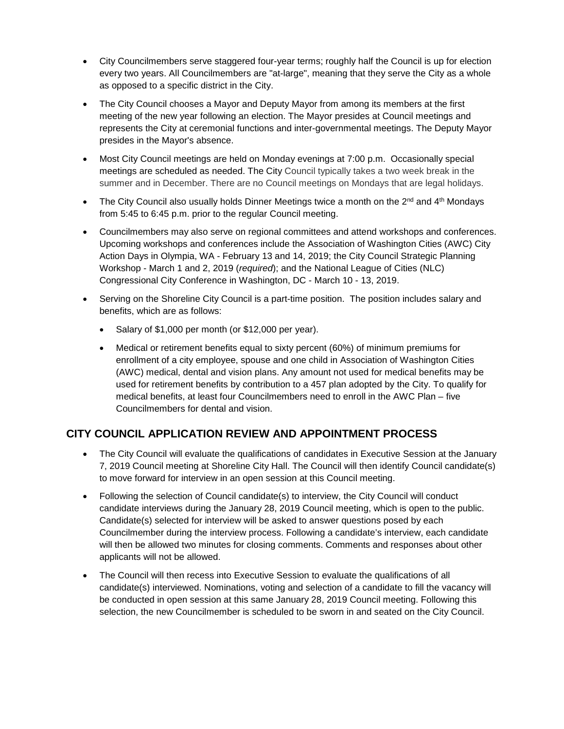- City Councilmembers serve staggered four-year terms; roughly half the Council is up for election every two years. All Councilmembers are "at-large", meaning that they serve the City as a whole as opposed to a specific district in the City.
- The City Council chooses a Mayor and Deputy Mayor from among its members at the first meeting of the new year following an election. The Mayor presides at Council meetings and represents the City at ceremonial functions and inter-governmental meetings. The Deputy Mayor presides in the Mayor's absence.
- Most City Council meetings are held on Monday evenings at 7:00 p.m. Occasionally special meetings are scheduled as needed. The City Council typically takes a two week break in the summer and in December. There are no Council meetings on Mondays that are legal holidays.
- The City Council also usually holds Dinner Meetings twice a month on the 2nd and 4th Mondays from 5:45 to 6:45 p.m. prior to the regular Council meeting.
- Councilmembers may also serve on regional committees and attend workshops and conferences. Upcoming workshops and conferences include the Association of Washington Cities (AWC) City Action Days in Olympia, WA - February 13 and 14, 2019; the City Council Strategic Planning Workshop - March 1 and 2, 2019 (*required*); and the National League of Cities (NLC) Congressional City Conference in Washington, DC - March 10 - 13, 2019.
- Serving on the Shoreline City Council is a part-time position. The position includes salary and benefits, which are as follows:
  - Salary of $1,000 per month (or $12,000 per year).
  - Medical or retirement benefits equal to sixty percent (60%) of minimum premiums for enrollment of a city employee, spouse and one child in Association of Washington Cities (AWC) medical, dental and vision plans. Any amount not used for medical benefits may be used for retirement benefits by contribution to a 457 plan adopted by the City. To qualify for medical benefits, at least four Councilmembers need to enroll in the AWC Plan – five Councilmembers for dental and vision.

## CITY COUNCIL APPLICATION REVIEW AND APPOINTMENT PROCESS

- The City Council will evaluate the qualifications of candidates in Executive Session at the January 7, 2019 Council meeting at Shoreline City Hall. The Council will then identify Council candidate(s) to move forward for interview in an open session at this Council meeting.
- Following the selection of Council candidate(s) to interview, the City Council will conduct candidate interviews during the January 28, 2019 Council meeting, which is open to the public. Candidate(s) selected for interview will be asked to answer questions posed by each Councilmember during the interview process. Following a candidate's interview, each candidate will then be allowed two minutes for closing comments. Comments and responses about other applicants will not be allowed.
- The Council will then recess into Executive Session to evaluate the qualifications of all candidate(s) interviewed. Nominations, voting and selection of a candidate to fill the vacancy will be conducted in open session at this same January 28, 2019 Council meeting. Following this selection, the new Councilmember is scheduled to be sworn in and seated on the City Council.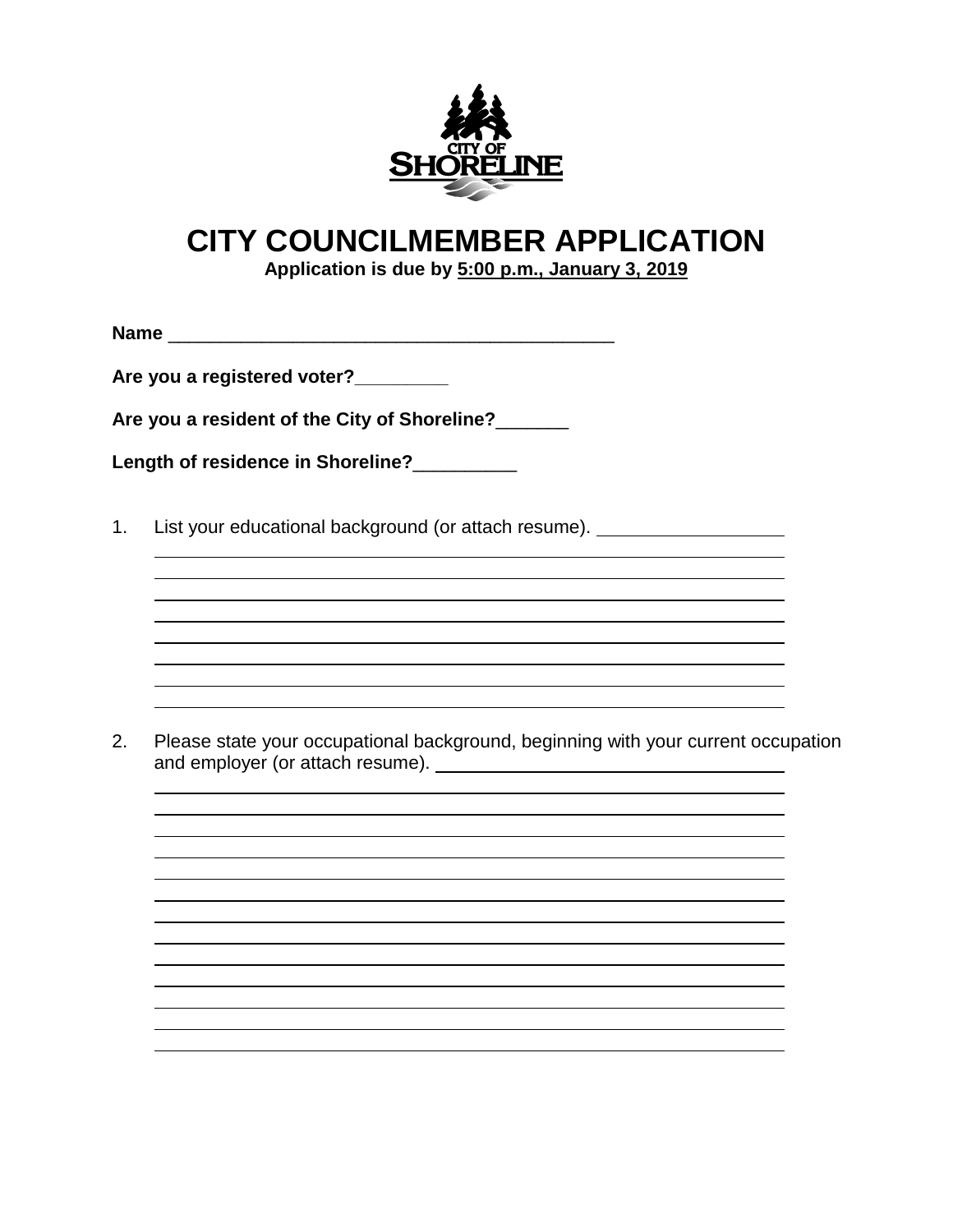# CITY COUNCILMEMBER APPLICATION

**Application is due by 5:00 p.m., January 3, 2019**

**Name** ____________________________________________

**Are you a registered voter?**_________

**Are you a resident of the City of Shoreline?**_______

**Length of residence in Shoreline?**__________

1. List your educational background (or attach resume). ____________________

2. Please state your occupational background, beginning with your current occupation and employer (or attach resume). ____________________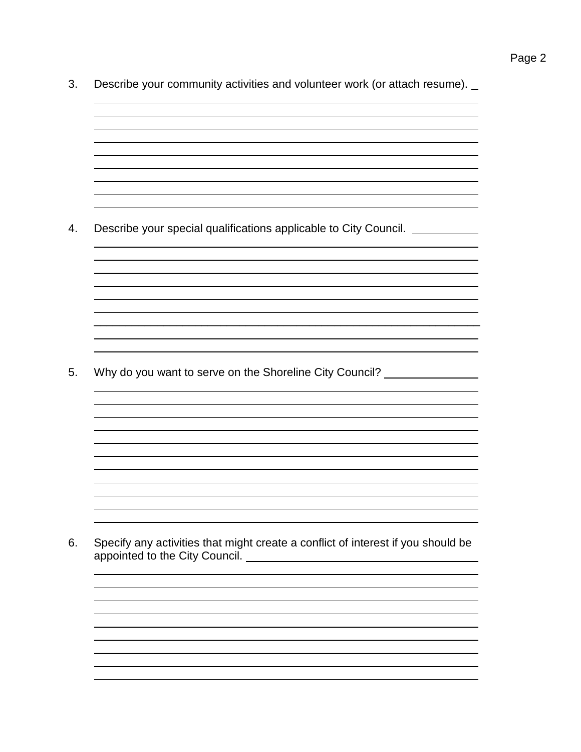3. Describe your community activities and volunteer work (or attach resume).

4. Describe your special qualifications applicable to City Council.

5. Why do you want to serve on the Shoreline City Council?

6. Specify any activities that might create a conflict of interest if you should be appointed to the City Council.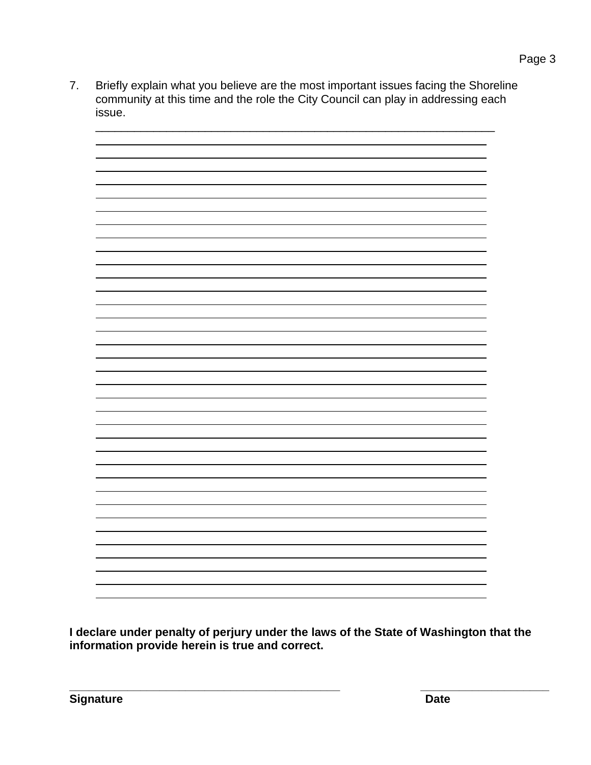7. Briefly explain what you believe are the most important issues facing the Shoreline community at this time and the role the City Council can play in addressing each issue.

**I declare under penalty of perjury under the laws of the State of Washington that the information provide herein is true and correct.**

______________________________________________ ______________________

**Signature** **Date**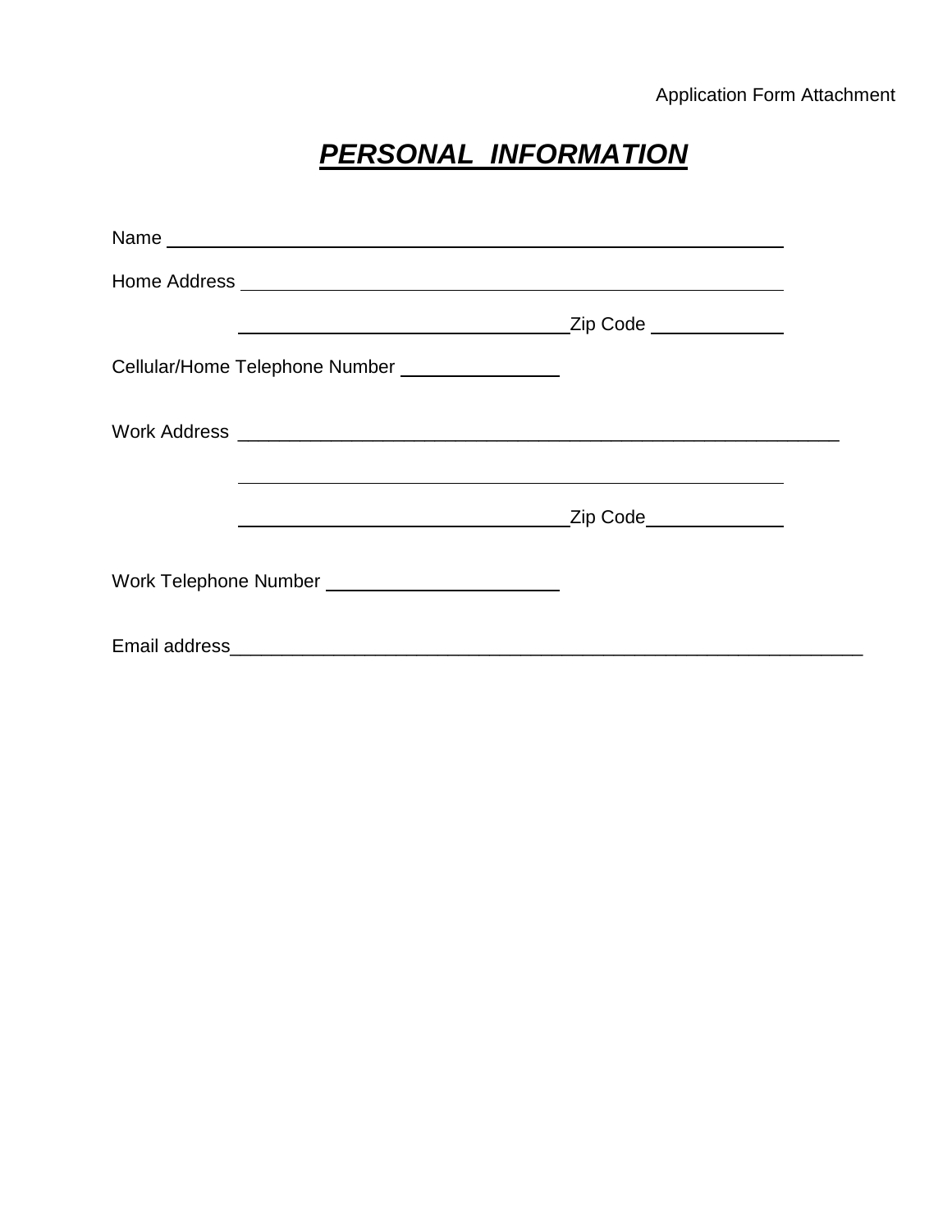Application Form Attachment

# ***PERSONAL INFORMATION***

Name \_\_\_\_\_\_\_\_\_\_\_\_\_\_\_\_\_\_\_\_\_\_\_\_\_\_\_\_\_\_\_\_\_\_\_\_\_\_\_\_\_\_\_\_\_\_\_\_\_\_\_\_\_\_\_\_\_\_\_\_

Home Address \_\_\_\_\_\_\_\_\_\_\_\_\_\_\_\_\_\_\_\_\_\_\_\_\_\_\_\_\_\_\_\_\_\_\_\_\_\_\_\_\_\_\_\_\_\_\_\_\_\_\_\_

\_\_\_\_\_\_\_\_\_\_\_\_\_\_\_\_\_\_\_\_\_\_\_\_\_\_\_\_\_\_\_\_\_\_Zip Code \_\_\_\_\_\_\_\_\_\_\_\_\_

Cellular/Home Telephone Number \_\_\_\_\_\_\_\_\_\_\_\_\_\_\_\_

Work Address \_\_\_\_\_\_\_\_\_\_\_\_\_\_\_\_\_\_\_\_\_\_\_\_\_\_\_\_\_\_\_\_\_\_\_\_\_\_\_\_\_\_\_\_\_\_\_\_\_\_\_\_\_\_\_\_\_\_

\_\_\_\_\_\_\_\_\_\_\_\_\_\_\_\_\_\_\_\_\_\_\_\_\_\_\_\_\_\_\_\_\_\_\_\_\_\_\_\_\_\_\_\_\_\_\_\_\_\_\_\_\_\_

\_\_\_\_\_\_\_\_\_\_\_\_\_\_\_\_\_\_\_\_\_\_\_\_\_\_\_\_\_\_\_\_\_\_Zip Code\_\_\_\_\_\_\_\_\_\_\_\_\_

Work Telephone Number \_\_\_\_\_\_\_\_\_\_\_\_\_\_\_\_\_\_\_\_\_\_\_\_

Email address\_\_\_\_\_\_\_\_\_\_\_\_\_\_\_\_\_\_\_\_\_\_\_\_\_\_\_\_\_\_\_\_\_\_\_\_\_\_\_\_\_\_\_\_\_\_\_\_\_\_\_\_\_\_\_\_\_\_\_\_\_\_\_